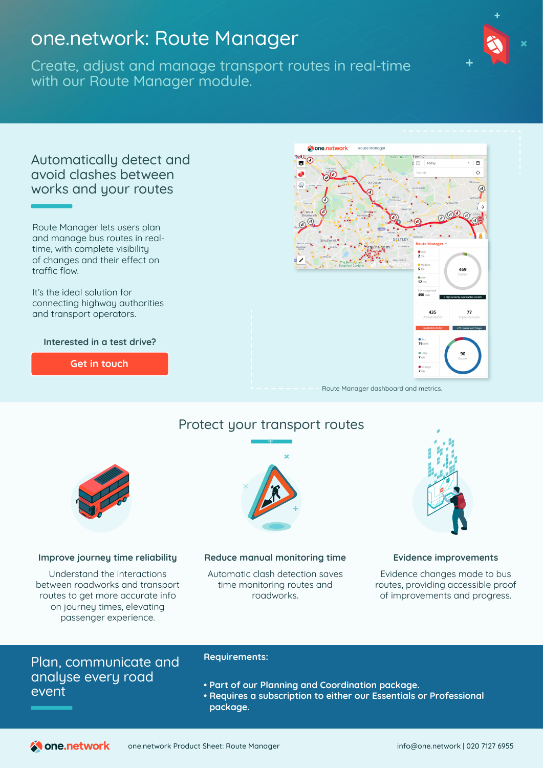# one.network: Route Manager

Create, adjust and manage transport routes in real-time with our Route Manager module.

## Automatically detect and avoid clashes between works and your routes

Route Manager lets users plan and manage bus routes in real-time, with complete visibility of changes and their effect on traffic flow.

It's the ideal solution for connecting highway authorities and transport operators.

**Interested in a test drive?**

Get in touch

Route Manager dashboard and metrics.

## Protect your transport routes

### Improve journey time reliability

Understand the interactions between roadworks and transport routes to get more accurate info on journey times, elevating passenger experience.

### Reduce manual monitoring time

Automatic clash detection saves time monitoring routes and roadworks.

### Evidence improvements

Evidence changes made to bus routes, providing accessible proof of improvements and progress.

## Plan, communicate and analyse every road event

**Requirements:**

- **Part of our Planning and Coordination package.**
- **Requires a subscription to either our Essentials or Professional package.**

one.network Product Sheet: Route Manager

info@one.network | 020 7127 6955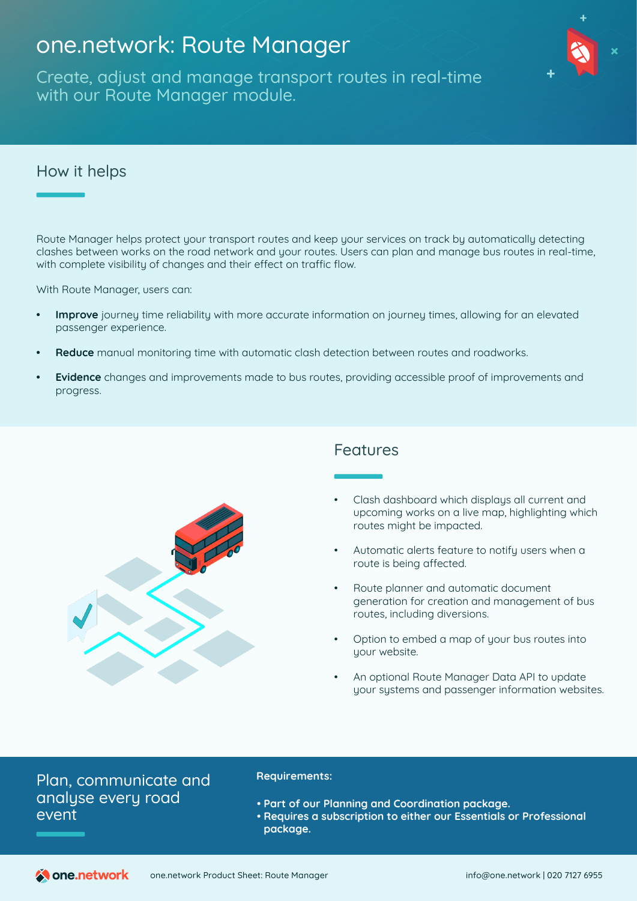# one.network: Route Manager

Create, adjust and manage transport routes in real-time with our Route Manager module.

## How it helps

Route Manager helps protect your transport routes and keep your services on track by automatically detecting clashes between works on the road network and your routes. Users can plan and manage bus routes in real-time, with complete visibility of changes and their effect on traffic flow.

With Route Manager, users can:

- **Improve** journey time reliability with more accurate information on journey times, allowing for an elevated passenger experience.
- **Reduce** manual monitoring time with automatic clash detection between routes and roadworks.
- **Evidence** changes and improvements made to bus routes, providing accessible proof of improvements and progress.

## Features

- Clash dashboard which displays all current and upcoming works on a live map, highlighting which routes might be impacted.
- Automatic alerts feature to notify users when a route is being affected.
- Route planner and automatic document generation for creation and management of bus routes, including diversions.
- Option to embed a map of your bus routes into your website.
- An optional Route Manager Data API to update your systems and passenger information websites.

## Plan, communicate and analyse every road event

**Requirements:**

- **Part of our Planning and Coordination package.**
- **Requires a subscription to either our Essentials or Professional package.**

one.network Product Sheet: Route Manager

info@one.network | 020 7127 6955